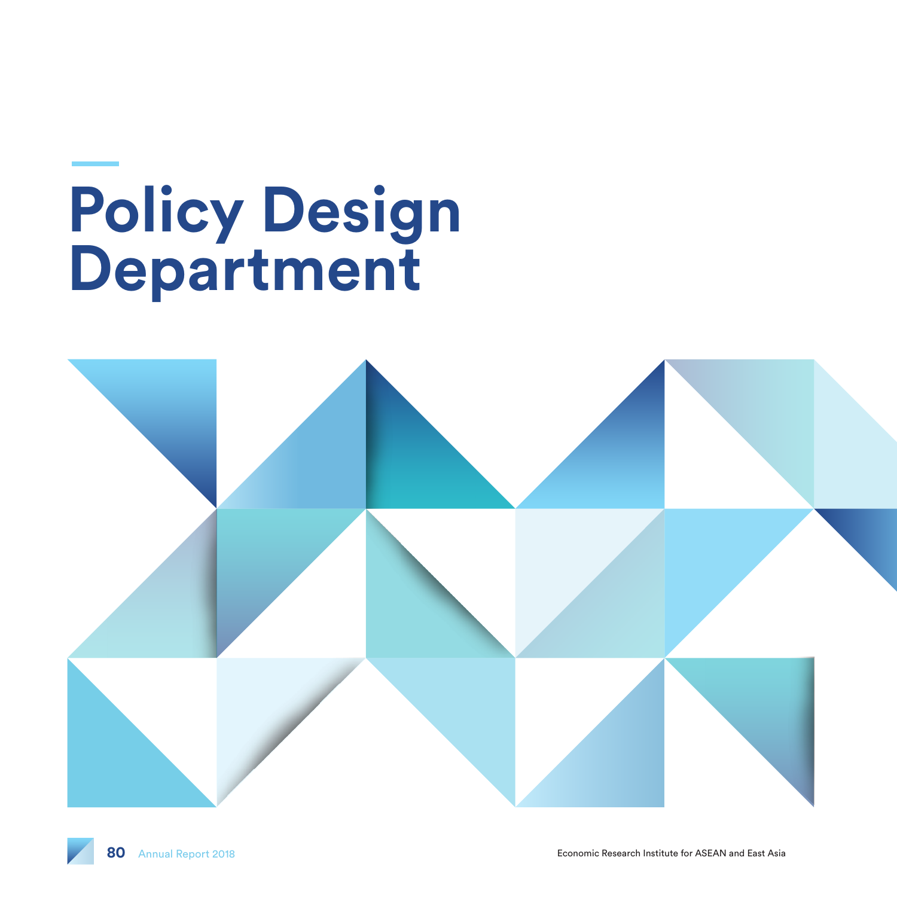# Policy Design Department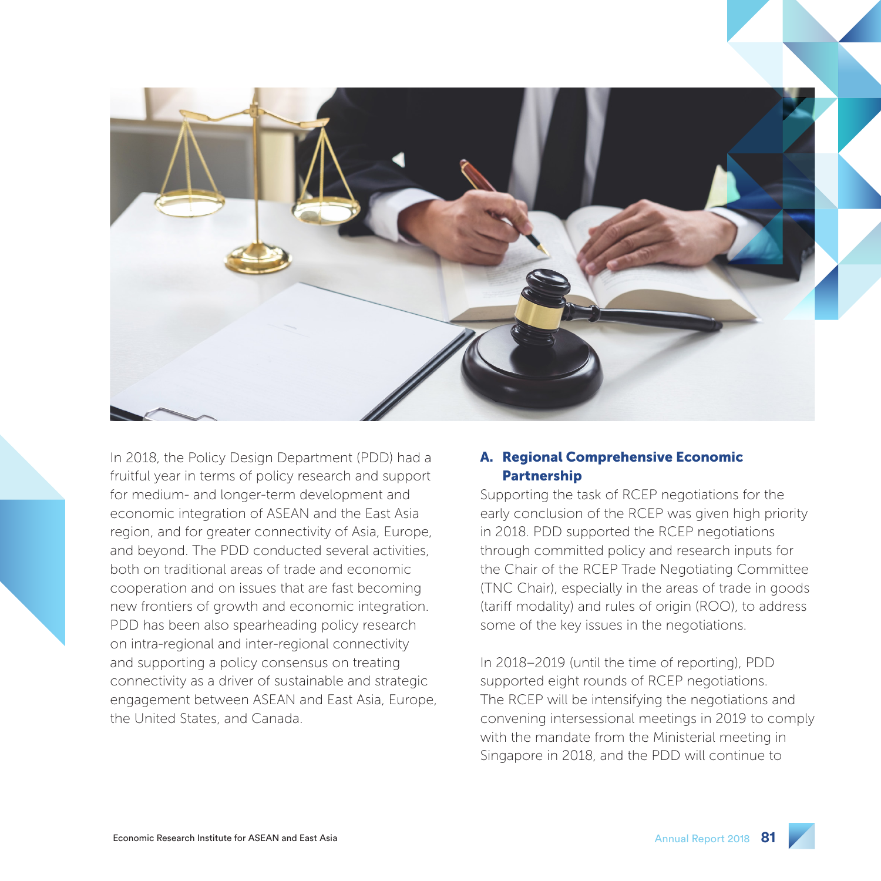In 2018, the Policy Design Department (PDD) had a fruitful year in terms of policy research and support for medium- and longer-term development and economic integration of ASEAN and the East Asia region, and for greater connectivity of Asia, Europe, and beyond. The PDD conducted several activities, both on traditional areas of trade and economic cooperation and on issues that are fast becoming new frontiers of growth and economic integration. PDD has been also spearheading policy research on intra-regional and inter-regional connectivity and supporting a policy consensus on treating connectivity as a driver of sustainable and strategic engagement between ASEAN and East Asia, Europe, the United States, and Canada.

## A. Regional Comprehensive Economic Partnership

Supporting the task of RCEP negotiations for the early conclusion of the RCEP was given high priority in 2018. PDD supported the RCEP negotiations through committed policy and research inputs for the Chair of the RCEP Trade Negotiating Committee (TNC Chair), especially in the areas of trade in goods (tariff modality) and rules of origin (ROO), to address some of the key issues in the negotiations.

In 2018–2019 (until the time of reporting), PDD supported eight rounds of RCEP negotiations. The RCEP will be intensifying the negotiations and convening intersessional meetings in 2019 to comply with the mandate from the Ministerial meeting in Singapore in 2018, and the PDD will continue to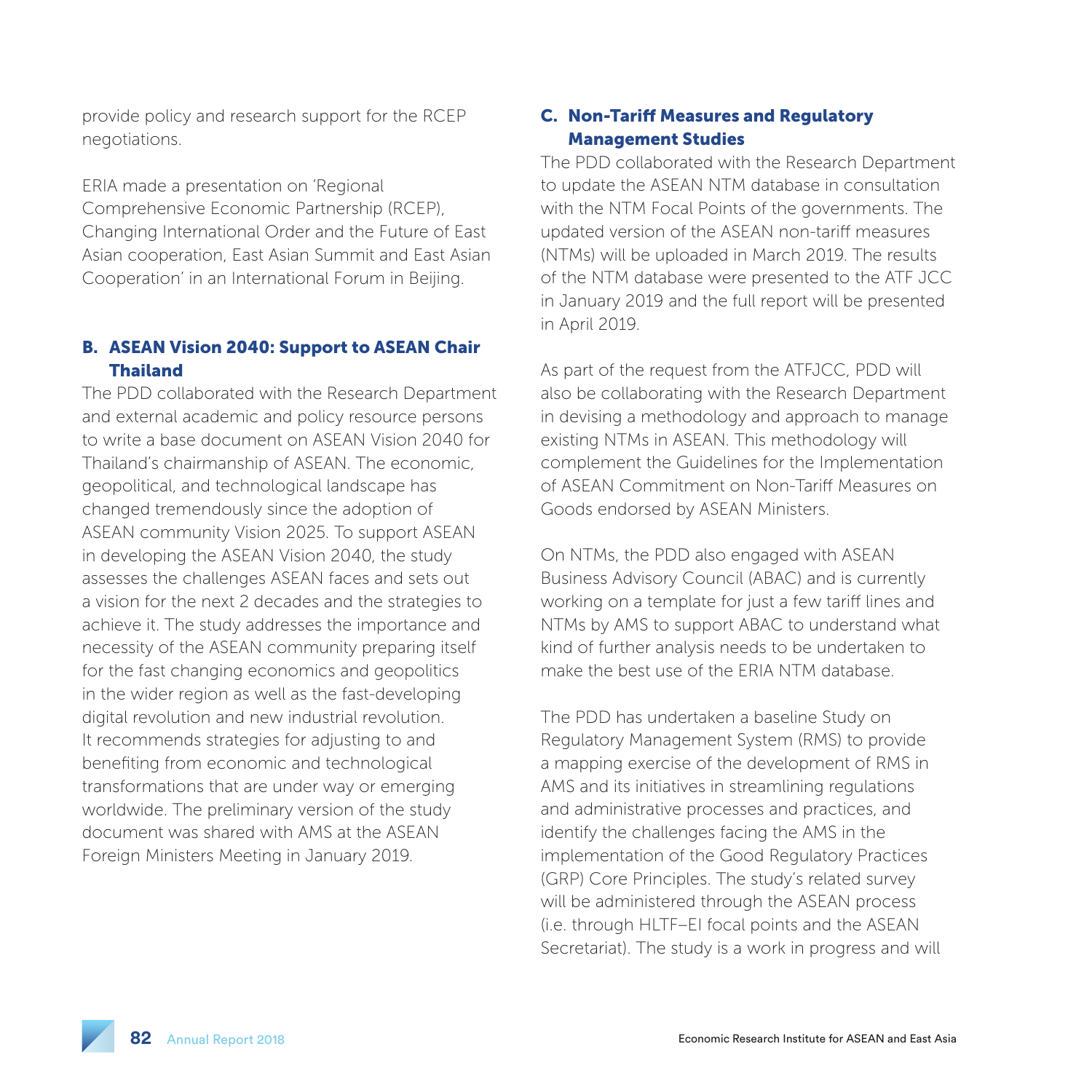provide policy and research support for the RCEP negotiations.

ERIA made a presentation on 'Regional Comprehensive Economic Partnership (RCEP), Changing International Order and the Future of East Asian cooperation, East Asian Summit and East Asian Cooperation' in an International Forum in Beijing.

### B. ASEAN Vision 2040: Support to ASEAN Chair Thailand

The PDD collaborated with the Research Department and external academic and policy resource persons to write a base document on ASEAN Vision 2040 for Thailand's chairmanship of ASEAN. The economic, geopolitical, and technological landscape has changed tremendously since the adoption of ASEAN community Vision 2025. To support ASEAN in developing the ASEAN Vision 2040, the study assesses the challenges ASEAN faces and sets out a vision for the next 2 decades and the strategies to achieve it. The study addresses the importance and necessity of the ASEAN community preparing itself for the fast changing economics and geopolitics in the wider region as well as the fast-developing digital revolution and new industrial revolution. It recommends strategies for adjusting to and benefiting from economic and technological transformations that are under way or emerging worldwide. The preliminary version of the study document was shared with AMS at the ASEAN Foreign Ministers Meeting in January 2019.

### C. Non-Tariff Measures and Regulatory Management Studies

The PDD collaborated with the Research Department to update the ASEAN NTM database in consultation with the NTM Focal Points of the governments. The updated version of the ASEAN non-tariff measures (NTMs) will be uploaded in March 2019. The results of the NTM database were presented to the ATF JCC in January 2019 and the full report will be presented in April 2019.

As part of the request from the ATFJCC, PDD will also be collaborating with the Research Department in devising a methodology and approach to manage existing NTMs in ASEAN. This methodology will complement the Guidelines for the Implementation of ASEAN Commitment on Non-Tariff Measures on Goods endorsed by ASEAN Ministers.

On NTMs, the PDD also engaged with ASEAN Business Advisory Council (ABAC) and is currently working on a template for just a few tariff lines and NTMs by AMS to support ABAC to understand what kind of further analysis needs to be undertaken to make the best use of the ERIA NTM database.

The PDD has undertaken a baseline Study on Regulatory Management System (RMS) to provide a mapping exercise of the development of RMS in AMS and its initiatives in streamlining regulations and administrative processes and practices, and identify the challenges facing the AMS in the implementation of the Good Regulatory Practices (GRP) Core Principles. The study's related survey will be administered through the ASEAN process (i.e. through HLTF–EI focal points and the ASEAN Secretariat). The study is a work in progress and will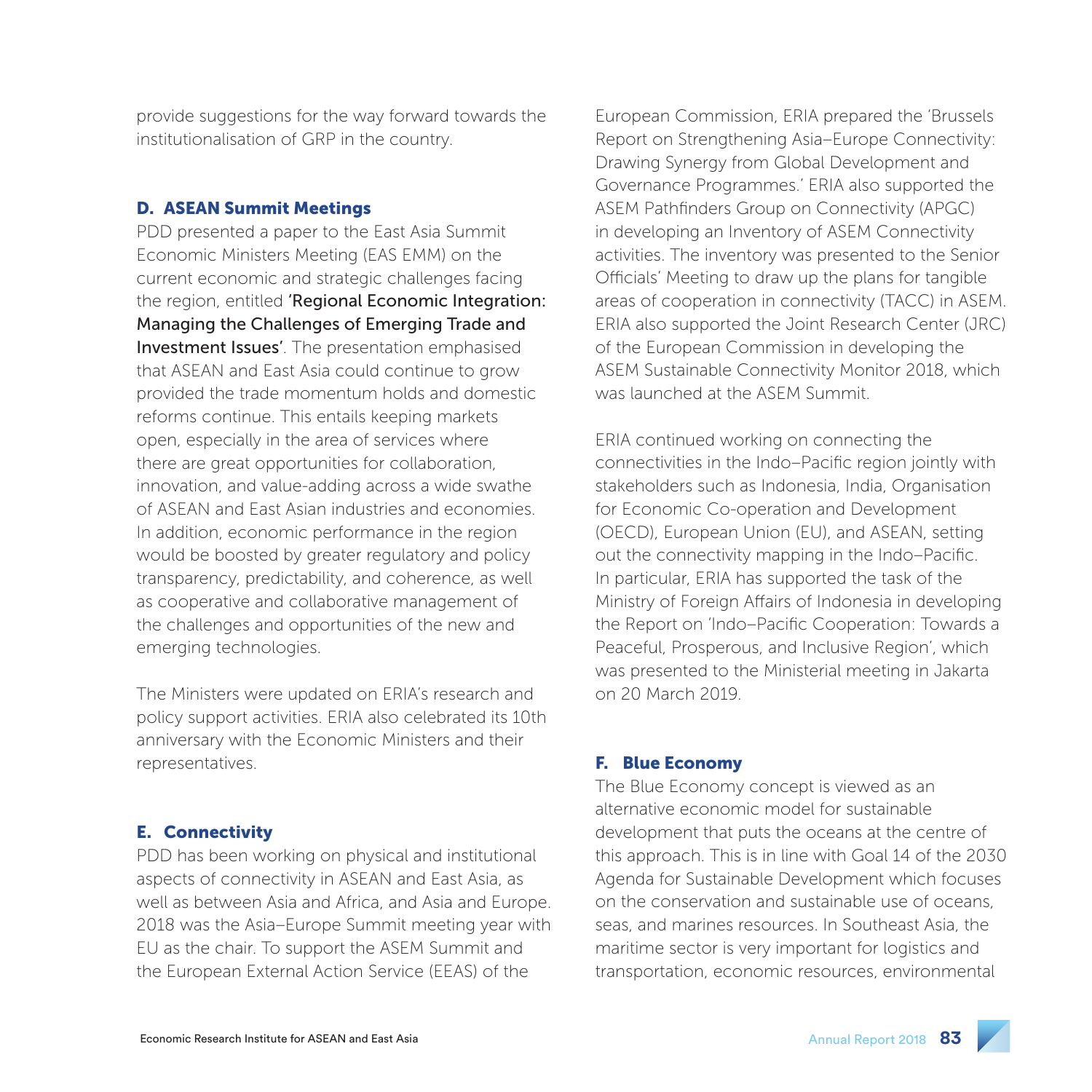provide suggestions for the way forward towards the institutionalisation of GRP in the country.

### D. ASEAN Summit Meetings

PDD presented a paper to the East Asia Summit Economic Ministers Meeting (EAS EMM) on the current economic and strategic challenges facing the region, entitled **'Regional Economic Integration: Managing the Challenges of Emerging Trade and Investment Issues'**. The presentation emphasised that ASEAN and East Asia could continue to grow provided the trade momentum holds and domestic reforms continue. This entails keeping markets open, especially in the area of services where there are great opportunities for collaboration, innovation, and value-adding across a wide swathe of ASEAN and East Asian industries and economies. In addition, economic performance in the region would be boosted by greater regulatory and policy transparency, predictability, and coherence, as well as cooperative and collaborative management of the challenges and opportunities of the new and emerging technologies.

The Ministers were updated on ERIA's research and policy support activities. ERIA also celebrated its 10th anniversary with the Economic Ministers and their representatives.

### E. Connectivity

PDD has been working on physical and institutional aspects of connectivity in ASEAN and East Asia, as well as between Asia and Africa, and Asia and Europe. 2018 was the Asia–Europe Summit meeting year with EU as the chair. To support the ASEM Summit and the European External Action Service (EEAS) of the European Commission, ERIA prepared the 'Brussels Report on Strengthening Asia–Europe Connectivity: Drawing Synergy from Global Development and Governance Programmes.' ERIA also supported the ASEM Pathfinders Group on Connectivity (APGC) in developing an Inventory of ASEM Connectivity activities. The inventory was presented to the Senior Officials' Meeting to draw up the plans for tangible areas of cooperation in connectivity (TACC) in ASEM. ERIA also supported the Joint Research Center (JRC) of the European Commission in developing the ASEM Sustainable Connectivity Monitor 2018, which was launched at the ASEM Summit.

ERIA continued working on connecting the connectivities in the Indo–Pacific region jointly with stakeholders such as Indonesia, India, Organisation for Economic Co-operation and Development (OECD), European Union (EU), and ASEAN, setting out the connectivity mapping in the Indo–Pacific. In particular, ERIA has supported the task of the Ministry of Foreign Affairs of Indonesia in developing the Report on 'Indo–Pacific Cooperation: Towards a Peaceful, Prosperous, and Inclusive Region', which was presented to the Ministerial meeting in Jakarta on 20 March 2019.

### F. Blue Economy

The Blue Economy concept is viewed as an alternative economic model for sustainable development that puts the oceans at the centre of this approach. This is in line with Goal 14 of the 2030 Agenda for Sustainable Development which focuses on the conservation and sustainable use of oceans, seas, and marines resources. In Southeast Asia, the maritime sector is very important for logistics and transportation, economic resources, environmental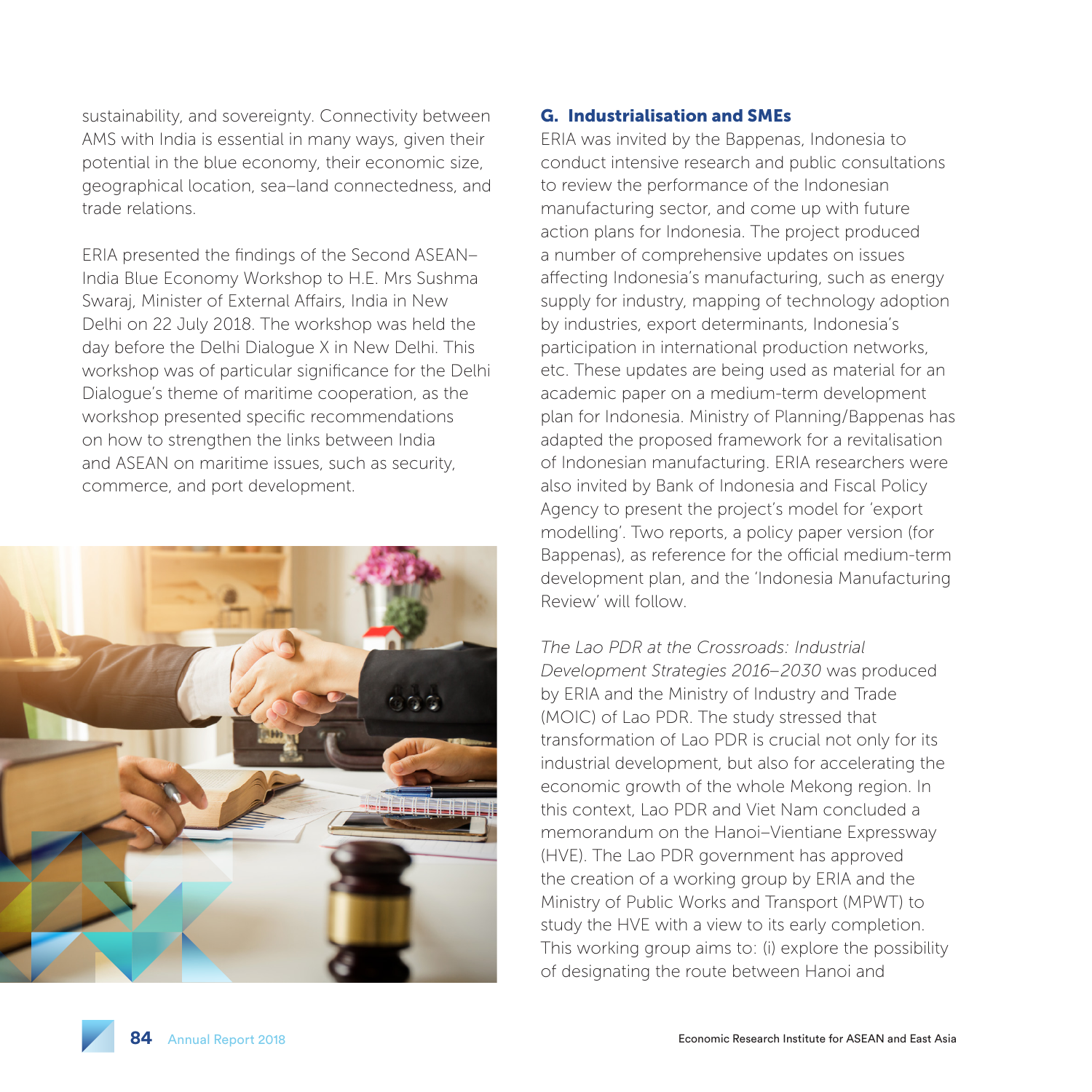sustainability, and sovereignty. Connectivity between AMS with India is essential in many ways, given their potential in the blue economy, their economic size, geographical location, sea–land connectedness, and trade relations.

ERIA presented the findings of the Second ASEAN–India Blue Economy Workshop to H.E. Mrs Sushma Swaraj, Minister of External Affairs, India in New Delhi on 22 July 2018. The workshop was held the day before the Delhi Dialogue X in New Delhi. This workshop was of particular significance for the Delhi Dialogue's theme of maritime cooperation, as the workshop presented specific recommendations on how to strengthen the links between India and ASEAN on maritime issues, such as security, commerce, and port development.

## G. Industrialisation and SMEs

ERIA was invited by the Bappenas, Indonesia to conduct intensive research and public consultations to review the performance of the Indonesian manufacturing sector, and come up with future action plans for Indonesia. The project produced a number of comprehensive updates on issues affecting Indonesia's manufacturing, such as energy supply for industry, mapping of technology adoption by industries, export determinants, Indonesia's participation in international production networks, etc. These updates are being used as material for an academic paper on a medium-term development plan for Indonesia. Ministry of Planning/Bappenas has adapted the proposed framework for a revitalisation of Indonesian manufacturing. ERIA researchers were also invited by Bank of Indonesia and Fiscal Policy Agency to present the project's model for 'export modelling'. Two reports, a policy paper version (for Bappenas), as reference for the official medium-term development plan, and the 'Indonesia Manufacturing Review' will follow.

*The Lao PDR at the Crossroads: Industrial Development Strategies 2016–2030* was produced by ERIA and the Ministry of Industry and Trade (MOIC) of Lao PDR. The study stressed that transformation of Lao PDR is crucial not only for its industrial development, but also for accelerating the economic growth of the whole Mekong region. In this context, Lao PDR and Viet Nam concluded a memorandum on the Hanoi–Vientiane Expressway (HVE). The Lao PDR government has approved the creation of a working group by ERIA and the Ministry of Public Works and Transport (MPWT) to study the HVE with a view to its early completion. This working group aims to: (i) explore the possibility of designating the route between Hanoi and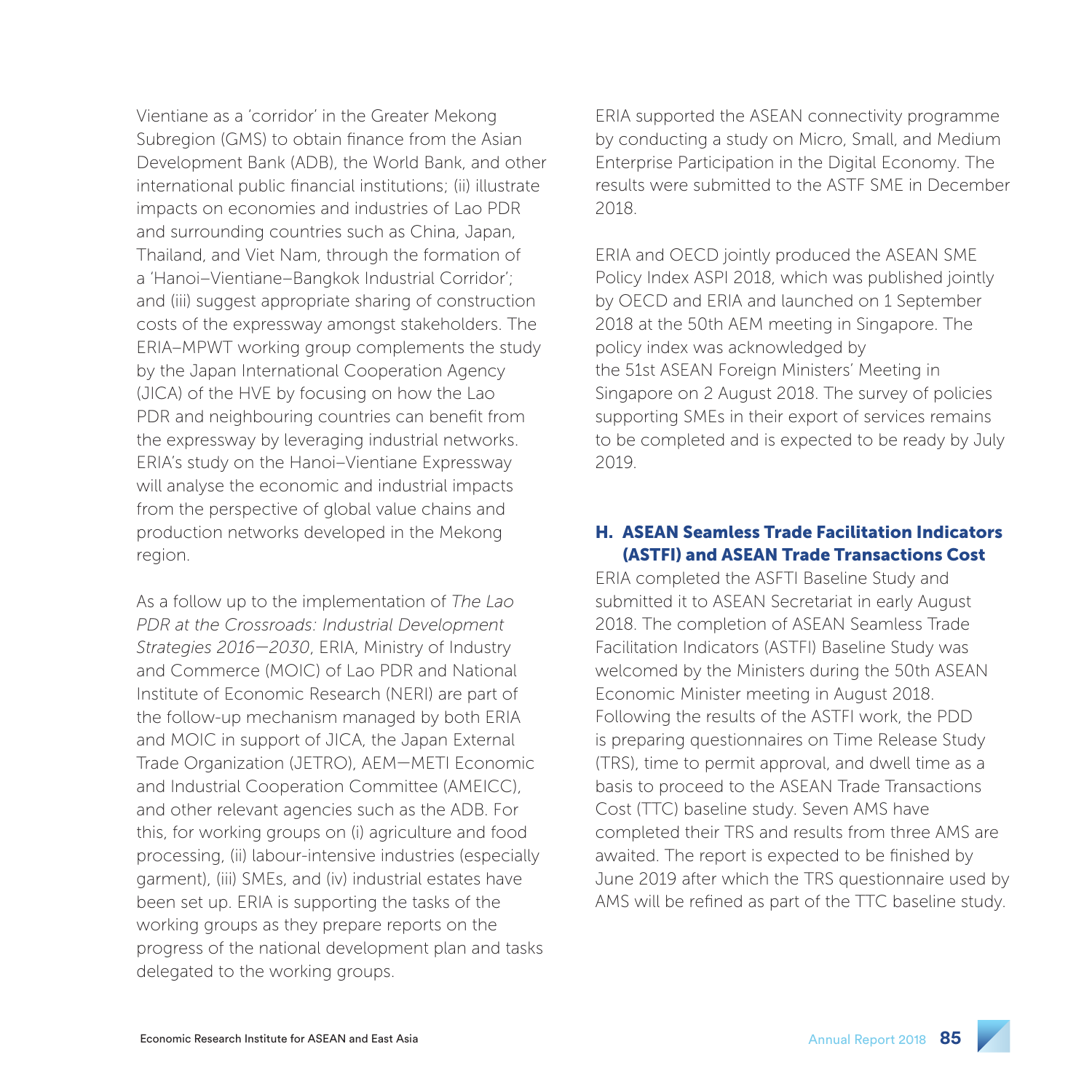Vientiane as a 'corridor' in the Greater Mekong Subregion (GMS) to obtain finance from the Asian Development Bank (ADB), the World Bank, and other international public financial institutions; (ii) illustrate impacts on economies and industries of Lao PDR and surrounding countries such as China, Japan, Thailand, and Viet Nam, through the formation of a 'Hanoi–Vientiane–Bangkok Industrial Corridor'; and (iii) suggest appropriate sharing of construction costs of the expressway amongst stakeholders. The ERIA–MPWT working group complements the study by the Japan International Cooperation Agency (JICA) of the HVE by focusing on how the Lao PDR and neighbouring countries can benefit from the expressway by leveraging industrial networks. ERIA's study on the Hanoi–Vientiane Expressway will analyse the economic and industrial impacts from the perspective of global value chains and production networks developed in the Mekong region.

As a follow up to the implementation of *The Lao PDR at the Crossroads: Industrial Development Strategies 2016—2030*, ERIA, Ministry of Industry and Commerce (MOIC) of Lao PDR and National Institute of Economic Research (NERI) are part of the follow-up mechanism managed by both ERIA and MOIC in support of JICA, the Japan External Trade Organization (JETRO), AEM—METI Economic and Industrial Cooperation Committee (AMEICC), and other relevant agencies such as the ADB. For this, for working groups on (i) agriculture and food processing, (ii) labour-intensive industries (especially garment), (iii) SMEs, and (iv) industrial estates have been set up. ERIA is supporting the tasks of the working groups as they prepare reports on the progress of the national development plan and tasks delegated to the working groups.

ERIA supported the ASEAN connectivity programme by conducting a study on Micro, Small, and Medium Enterprise Participation in the Digital Economy. The results were submitted to the ASTF SME in December 2018.

ERIA and OECD jointly produced the ASEAN SME Policy Index ASPI 2018, which was published jointly by OECD and ERIA and launched on 1 September 2018 at the 50th AEM meeting in Singapore. The policy index was acknowledged by the 51st ASEAN Foreign Ministers' Meeting in Singapore on 2 August 2018. The survey of policies supporting SMEs in their export of services remains to be completed and is expected to be ready by July 2019.

## H. ASEAN Seamless Trade Facilitation Indicators (ASTFI) and ASEAN Trade Transactions Cost

ERIA completed the ASFTI Baseline Study and submitted it to ASEAN Secretariat in early August 2018. The completion of ASEAN Seamless Trade Facilitation Indicators (ASTFI) Baseline Study was welcomed by the Ministers during the 50th ASEAN Economic Minister meeting in August 2018. Following the results of the ASTFI work, the PDD is preparing questionnaires on Time Release Study (TRS), time to permit approval, and dwell time as a basis to proceed to the ASEAN Trade Transactions Cost (TTC) baseline study. Seven AMS have completed their TRS and results from three AMS are awaited. The report is expected to be finished by June 2019 after which the TRS questionnaire used by AMS will be refined as part of the TTC baseline study.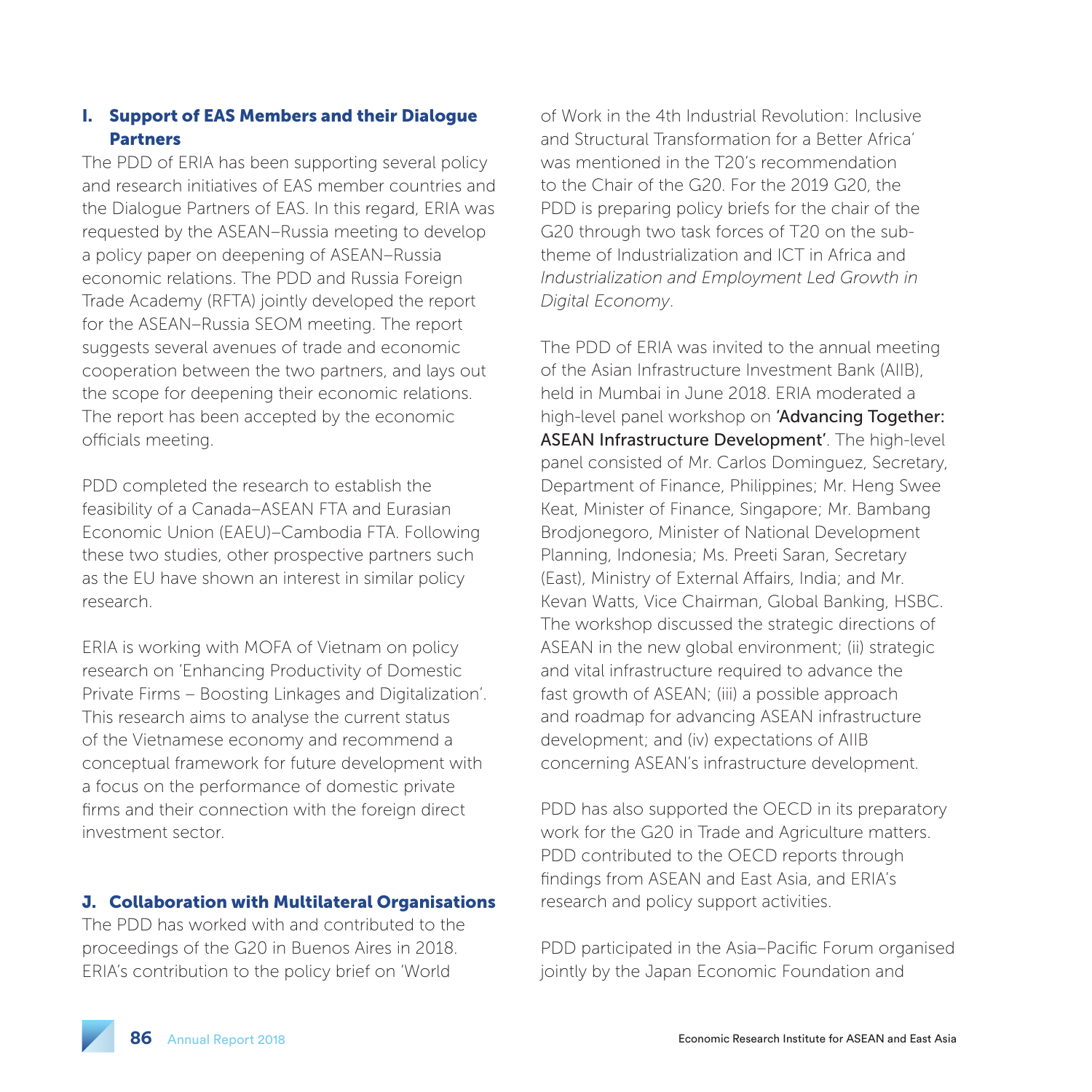## I. Support of EAS Members and their Dialogue Partners

The PDD of ERIA has been supporting several policy and research initiatives of EAS member countries and the Dialogue Partners of EAS. In this regard, ERIA was requested by the ASEAN–Russia meeting to develop a policy paper on deepening of ASEAN–Russia economic relations. The PDD and Russia Foreign Trade Academy (RFTA) jointly developed the report for the ASEAN–Russia SEOM meeting. The report suggests several avenues of trade and economic cooperation between the two partners, and lays out the scope for deepening their economic relations. The report has been accepted by the economic officials meeting.

PDD completed the research to establish the feasibility of a Canada–ASEAN FTA and Eurasian Economic Union (EAEU)–Cambodia FTA. Following these two studies, other prospective partners such as the EU have shown an interest in similar policy research.

ERIA is working with MOFA of Vietnam on policy research on 'Enhancing Productivity of Domestic Private Firms – Boosting Linkages and Digitalization'. This research aims to analyse the current status of the Vietnamese economy and recommend a conceptual framework for future development with a focus on the performance of domestic private firms and their connection with the foreign direct investment sector.

## J. Collaboration with Multilateral Organisations

The PDD has worked with and contributed to the proceedings of the G20 in Buenos Aires in 2018. ERIA's contribution to the policy brief on 'World of Work in the 4th Industrial Revolution: Inclusive and Structural Transformation for a Better Africa' was mentioned in the T20's recommendation to the Chair of the G20. For the 2019 G20, the PDD is preparing policy briefs for the chair of the G20 through two task forces of T20 on the sub-theme of Industrialization and ICT in Africa and *Industrialization and Employment Led Growth in Digital Economy*.

The PDD of ERIA was invited to the annual meeting of the Asian Infrastructure Investment Bank (AIIB), held in Mumbai in June 2018. ERIA moderated a high-level panel workshop on **'Advancing Together: ASEAN Infrastructure Development'**. The high-level panel consisted of Mr. Carlos Dominguez, Secretary, Department of Finance, Philippines; Mr. Heng Swee Keat, Minister of Finance, Singapore; Mr. Bambang Brodjonegoro, Minister of National Development Planning, Indonesia; Ms. Preeti Saran, Secretary (East), Ministry of External Affairs, India; and Mr. Kevan Watts, Vice Chairman, Global Banking, HSBC. The workshop discussed the strategic directions of ASEAN in the new global environment; (ii) strategic and vital infrastructure required to advance the fast growth of ASEAN; (iii) a possible approach and roadmap for advancing ASEAN infrastructure development; and (iv) expectations of AIIB concerning ASEAN's infrastructure development.

PDD has also supported the OECD in its preparatory work for the G20 in Trade and Agriculture matters. PDD contributed to the OECD reports through findings from ASEAN and East Asia, and ERIA's research and policy support activities.

PDD participated in the Asia–Pacific Forum organised jointly by the Japan Economic Foundation and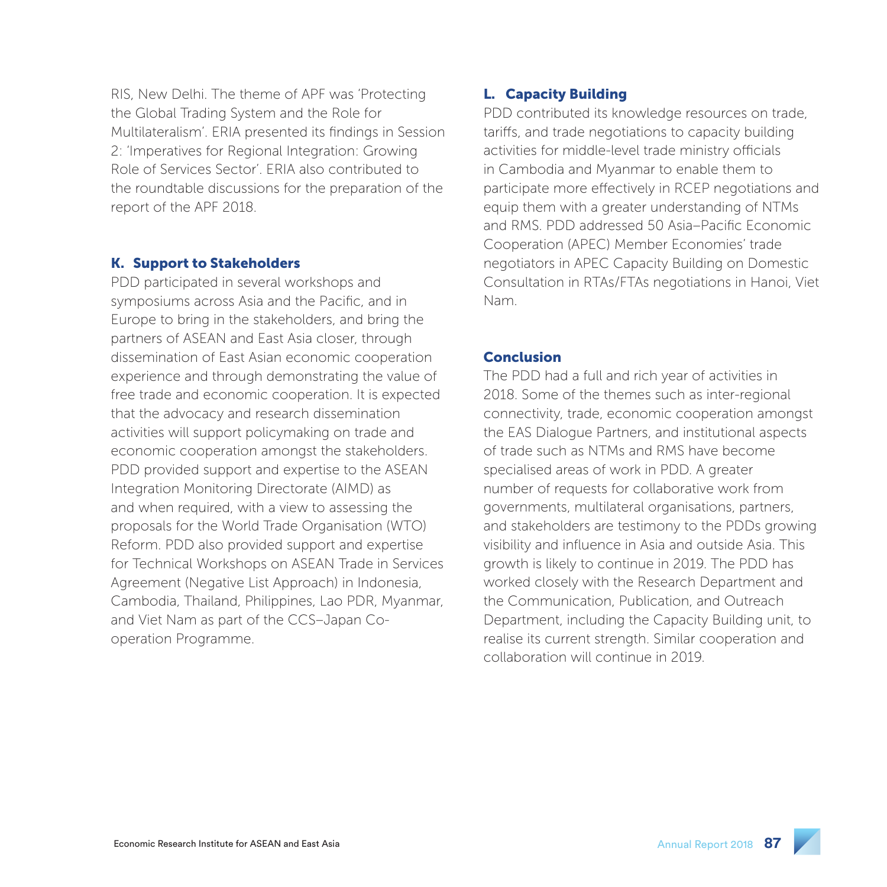RIS, New Delhi. The theme of APF was 'Protecting the Global Trading System and the Role for Multilateralism'. ERIA presented its findings in Session 2: 'Imperatives for Regional Integration: Growing Role of Services Sector'. ERIA also contributed to the roundtable discussions for the preparation of the report of the APF 2018.

### K. Support to Stakeholders

PDD participated in several workshops and symposiums across Asia and the Pacific, and in Europe to bring in the stakeholders, and bring the partners of ASEAN and East Asia closer, through dissemination of East Asian economic cooperation experience and through demonstrating the value of free trade and economic cooperation. It is expected that the advocacy and research dissemination activities will support policymaking on trade and economic cooperation amongst the stakeholders. PDD provided support and expertise to the ASEAN Integration Monitoring Directorate (AIMD) as and when required, with a view to assessing the proposals for the World Trade Organisation (WTO) Reform. PDD also provided support and expertise for Technical Workshops on ASEAN Trade in Services Agreement (Negative List Approach) in Indonesia, Cambodia, Thailand, Philippines, Lao PDR, Myanmar, and Viet Nam as part of the CCS–Japan Co-operation Programme.

### L. Capacity Building

PDD contributed its knowledge resources on trade, tariffs, and trade negotiations to capacity building activities for middle-level trade ministry officials in Cambodia and Myanmar to enable them to participate more effectively in RCEP negotiations and equip them with a greater understanding of NTMs and RMS. PDD addressed 50 Asia–Pacific Economic Cooperation (APEC) Member Economies' trade negotiators in APEC Capacity Building on Domestic Consultation in RTAs/FTAs negotiations in Hanoi, Viet Nam.

### Conclusion

The PDD had a full and rich year of activities in 2018. Some of the themes such as inter-regional connectivity, trade, economic cooperation amongst the EAS Dialogue Partners, and institutional aspects of trade such as NTMs and RMS have become specialised areas of work in PDD. A greater number of requests for collaborative work from governments, multilateral organisations, partners, and stakeholders are testimony to the PDDs growing visibility and influence in Asia and outside Asia. This growth is likely to continue in 2019. The PDD has worked closely with the Research Department and the Communication, Publication, and Outreach Department, including the Capacity Building unit, to realise its current strength. Similar cooperation and collaboration will continue in 2019.